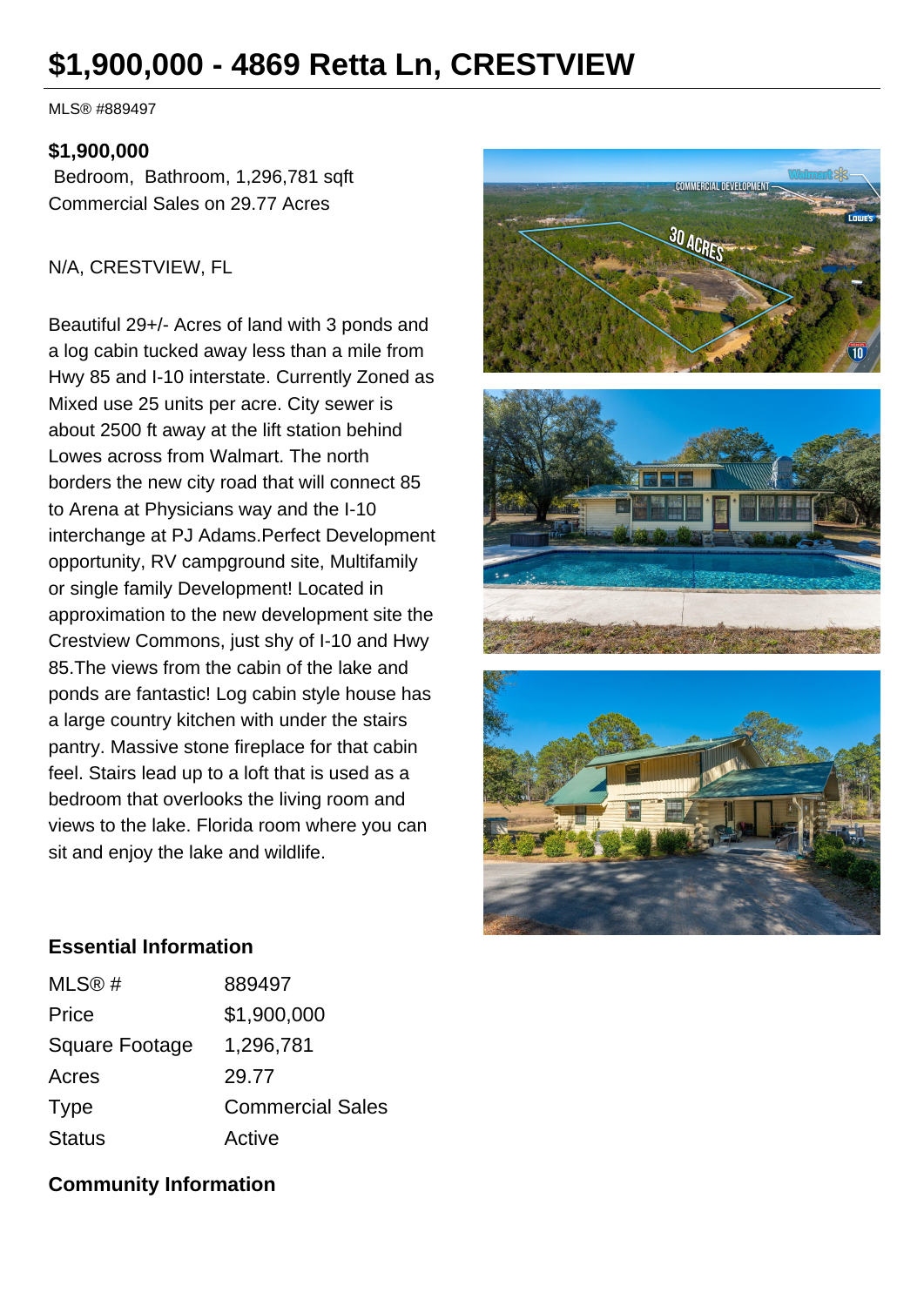# $1,900,000 - 4869 Retta Ln, CRESTVIEW

MLS® #889497

**$1,900,000**

Bedroom, Bathroom, 1,296,781 sqft
Commercial Sales on 29.77 Acres

N/A, CRESTVIEW, FL

Beautiful 29+/- Acres of land with 3 ponds and a log cabin tucked away less than a mile from Hwy 85 and I-10 interstate. Currently Zoned as Mixed use 25 units per acre. City sewer is about 2500 ft away at the lift station behind Lowes across from Walmart. The north borders the new city road that will connect 85 to Arena at Physicians way and the I-10 interchange at PJ Adams.Perfect Development opportunity, RV campground site, Multifamily or single family Development! Located in approximation to the new development site the Crestview Commons, just shy of I-10 and Hwy 85.The views from the cabin of the lake and ponds are fantastic! Log cabin style house has a large country kitchen with under the stairs pantry. Massive stone fireplace for that cabin feel. Stairs lead up to a loft that is used as a bedroom that overlooks the living room and views to the lake. Florida room where you can sit and enjoy the lake and wildlife.

### Essential Information

| | |
|---|---|
| MLS® # | 889497 |
| Price | $1,900,000 |
| Square Footage | 1,296,781 |
| Acres | 29.77 |
| Type | Commercial Sales |
| Status | Active |

### Community Information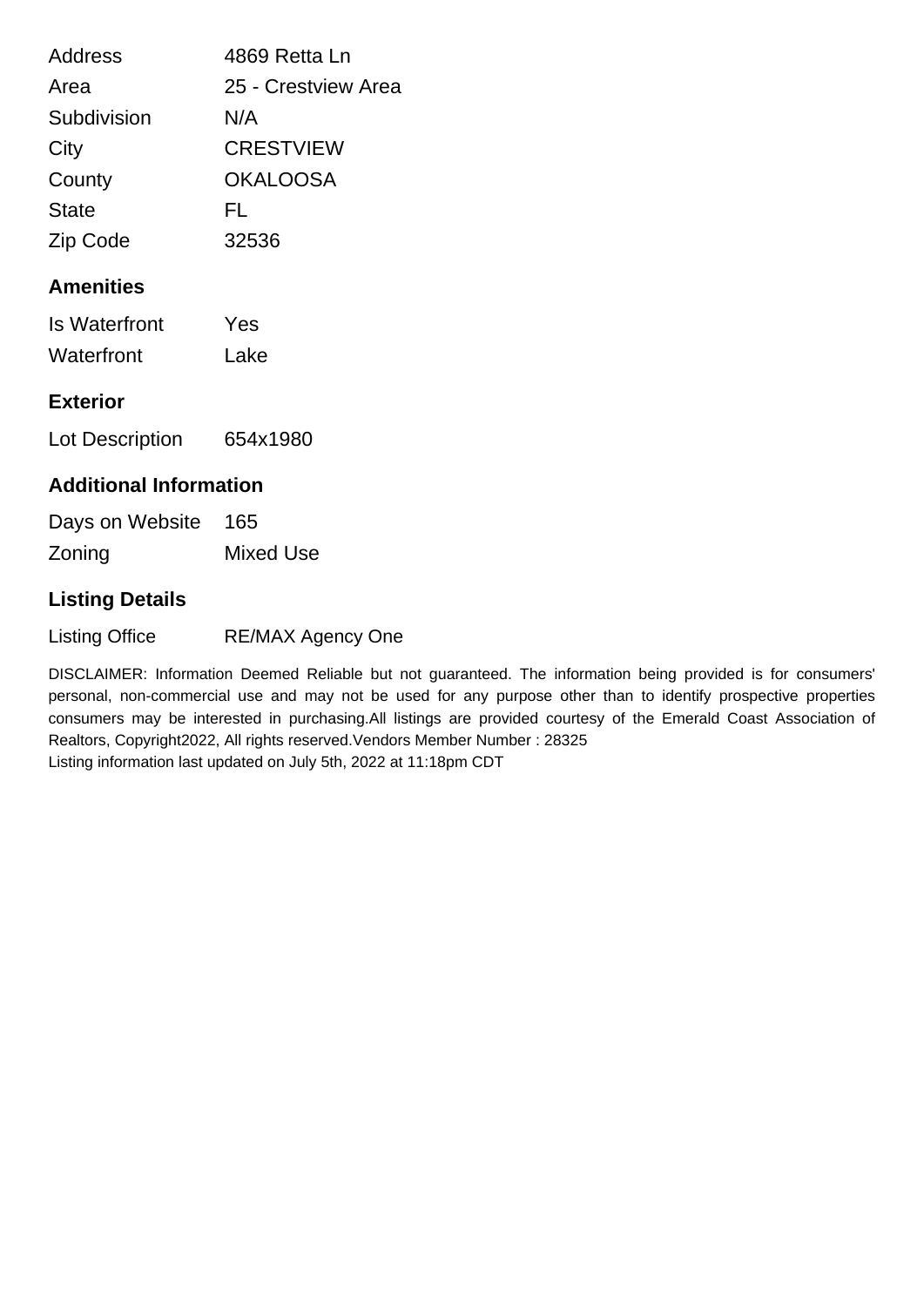| | |
|---|---|
| Address | 4869 Retta Ln |
| Area | 25 - Crestview Area |
| Subdivision | N/A |
| City | CRESTVIEW |
| County | OKALOOSA |
| State | FL |
| Zip Code | 32536 |

## Amenities

| | |
|---|---|
| Is Waterfront | Yes |
| Waterfront | Lake |

## Exterior

| | |
|---|---|
| Lot Description | 654x1980 |

## Additional Information

| | |
|---|---|
| Days on Website | 165 |
| Zoning | Mixed Use |

## Listing Details

| | |
|---|---|
| Listing Office | RE/MAX Agency One |

DISCLAIMER: Information Deemed Reliable but not guaranteed. The information being provided is for consumers' personal, non-commercial use and may not be used for any purpose other than to identify prospective properties consumers may be interested in purchasing.All listings are provided courtesy of the Emerald Coast Association of Realtors, Copyright2022, All rights reserved.Vendors Member Number : 28325

Listing information last updated on July 5th, 2022 at 11:18pm CDT